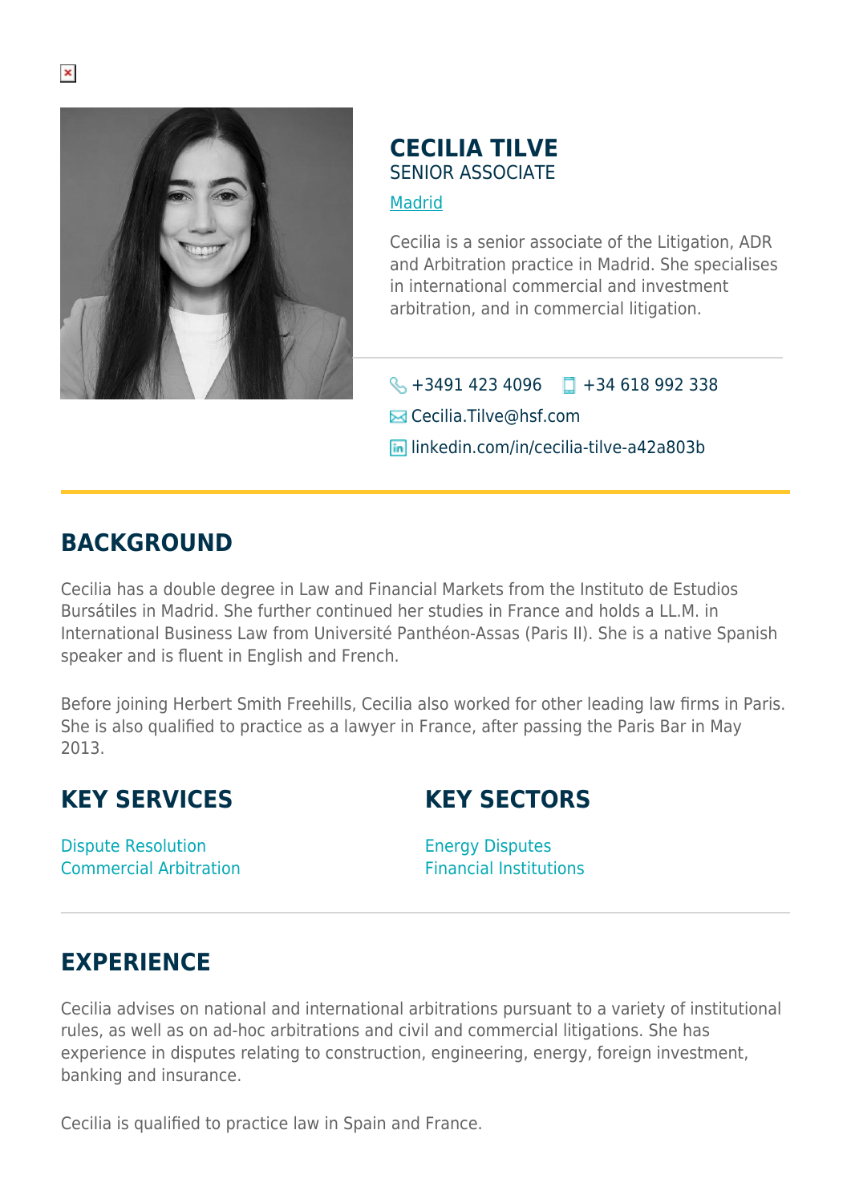# CECILIA TILVE

SENIOR ASSOCIATE

Madrid

Cecilia is a senior associate of the Litigation, ADR and Arbitration practice in Madrid. She specialises in international commercial and investment arbitration, and in commercial litigation.

+3491 423 4096 +34 618 992 338

Cecilia.Tilve@hsf.com

linkedin.com/in/cecilia-tilve-a42a803b

## BACKGROUND

Cecilia has a double degree in Law and Financial Markets from the Instituto de Estudios Bursátiles in Madrid. She further continued her studies in France and holds a LL.M. in International Business Law from Université Panthéon-Assas (Paris II). She is a native Spanish speaker and is fluent in English and French.

Before joining Herbert Smith Freehills, Cecilia also worked for other leading law firms in Paris. She is also qualified to practice as a lawyer in France, after passing the Paris Bar in May 2013.

## KEY SERVICES

Dispute Resolution
Commercial Arbitration

## KEY SECTORS

Energy Disputes
Financial Institutions

## EXPERIENCE

Cecilia advises on national and international arbitrations pursuant to a variety of institutional rules, as well as on ad-hoc arbitrations and civil and commercial litigations. She has experience in disputes relating to construction, engineering, energy, foreign investment, banking and insurance.

Cecilia is qualified to practice law in Spain and France.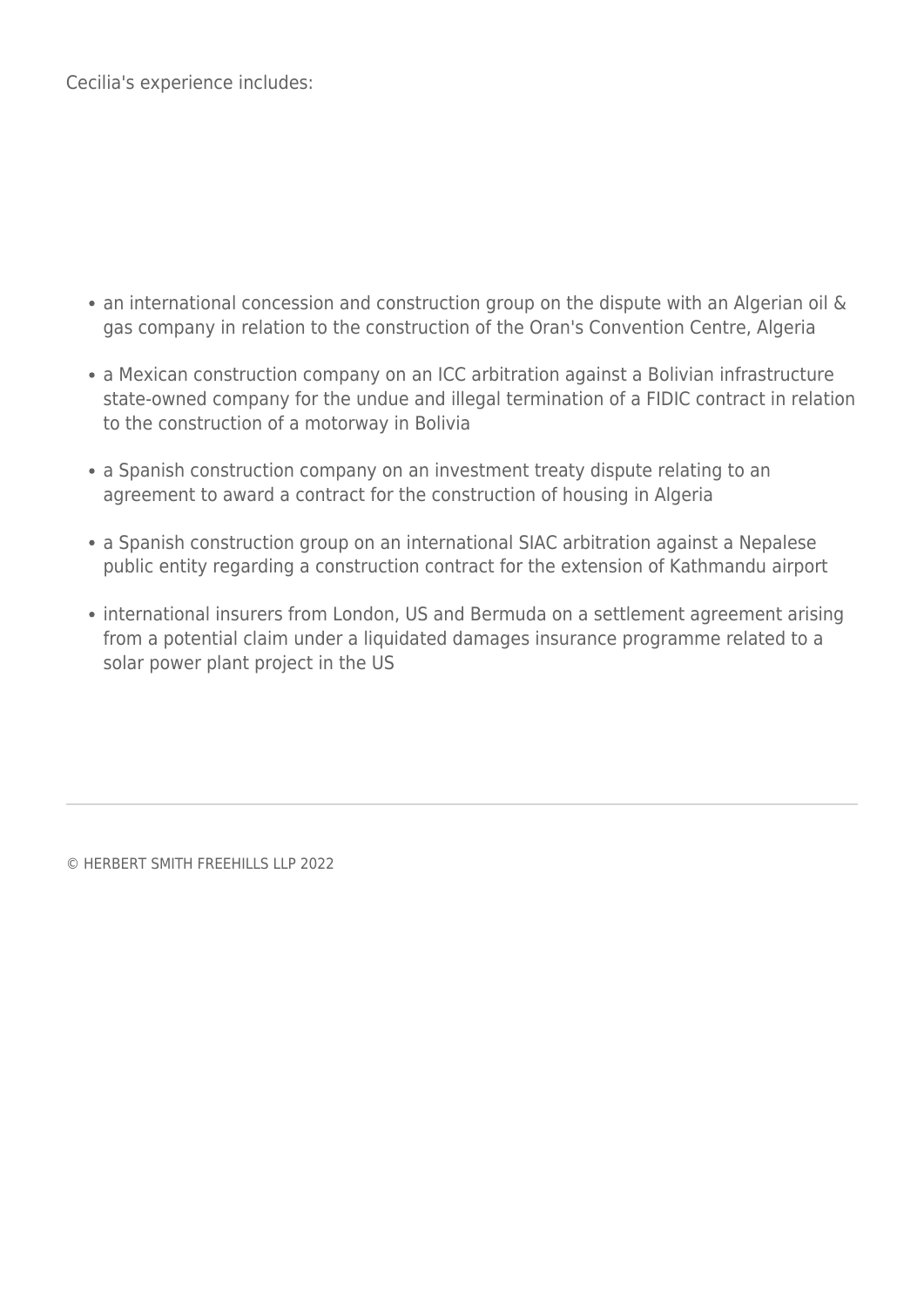Cecilia's experience includes:

- an international concession and construction group on the dispute with an Algerian oil & gas company in relation to the construction of the Oran's Convention Centre, Algeria
- a Mexican construction company on an ICC arbitration against a Bolivian infrastructure state-owned company for the undue and illegal termination of a FIDIC contract in relation to the construction of a motorway in Bolivia
- a Spanish construction company on an investment treaty dispute relating to an agreement to award a contract for the construction of housing in Algeria
- a Spanish construction group on an international SIAC arbitration against a Nepalese public entity regarding a construction contract for the extension of Kathmandu airport
- international insurers from London, US and Bermuda on a settlement agreement arising from a potential claim under a liquidated damages insurance programme related to a solar power plant project in the US

© HERBERT SMITH FREEHILLS LLP 2022